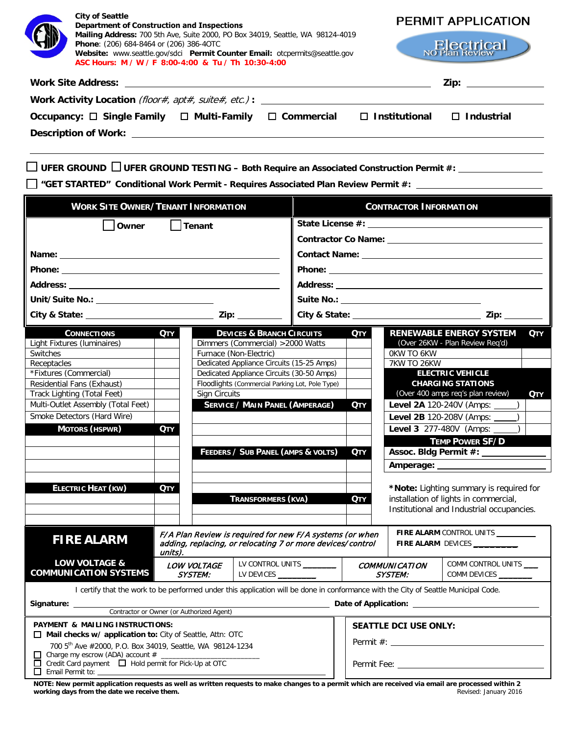**City of Seattle**
**Department of Construction and Inspections**
**Mailing Address:** 700 5th Ave, Suite 2000, PO Box 34019, Seattle, WA 98124-4019
**Phone**: (206) 684-8464 or (206) 386-4OTC
**Website:** www.seattle.gov/sdci **Permit Counter Email:** otcpermits@seattle.gov
**ASC Hours: M / W / F 8:00-4:00 & Tu / Th 10:30-4:00**

# PERMIT APPLICATION

## Electrical
NO Plan Review

**Work Site Address:** ______________________ **Zip:** __________

**Work Activity Location** *(floor#, apt#, suite#, etc.)* **:** ______________________

**Occupancy:** ☐ **Single Family** ☐ **Multi-Family** ☐ **Commercial** ☐ **Institutional** ☐ **Industrial**

**Description of Work:** ______________________

☐ **UFER GROUND** ☐ **UFER GROUND TESTING – Both Require an Associated Construction Permit #:** __________

☐ **"GET STARTED" Conditional Work Permit - Requires Associated Plan Review Permit #:** __________

| WORK SITE OWNER/TENANT INFORMATION | CONTRACTOR INFORMATION |
|---|---|
| ☐ Owner ☐ Tenant | State License #: |
| | Contractor Co Name: |
| Name: | Contact Name: |
| Phone: | Phone: |
| Address: | Address: |
| Unit/Suite No.: | Suite No.: |
| City & State: Zip: | City & State: Zip: |

| CONNECTIONS | QTY | DEVICES & BRANCH CIRCUITS | QTY | RENEWABLE ENERGY SYSTEM (Over 26KW - Plan Review Req'd) | QTY |
|---|---|---|---|---|---|
| Light Fixtures (luminaires) | | Dimmers (Commercial) >2000 Watts | | 0KW TO 6KW | |
| Switches | | Furnace (Non-Electric) | | 7KW TO 26KW | |
| Receptacles | | Dedicated Appliance Circuits (15-25 Amps) | | **ELECTRIC VEHICLE CHARGING STATIONS** | |
| *Fixtures (Commercial) | | Dedicated Appliance Circuits (30-50 Amps) | | | |
| Residential Fans (Exhaust) | | Floodlights (Commercial Parking Lot, Pole Type) | | | |
| Track Lighting (Total Feet) | | Sign Circuits | | (Over 400 amps req's plan review) | **QTY** |
| Multi-Outlet Assembly (Total Feet) | | **SERVICE / MAIN PANEL (AMPERAGE)** | **QTY** | **Level 2A** 120-240V (Amps: _____) | |
| Smoke Detectors (Hard Wire) | | | | **Level 2B** 120-208V (Amps: _____) | |
| **MOTORS (HSPWR)** | **QTY** | | | **Level 3** 277-480V (Amps: _____) | |
| | | | | **TEMP POWER SF/D** | |
| | | **FEEDERS / SUB PANEL (AMPS & VOLTS)** | **QTY** | **Assoc. Bldg Permit #:** | |
| | | | | **Amperage:** | |
| | | | | | |
| **ELECTRIC HEAT (KW)** | **QTY** | | | | |
| | | **TRANSFORMERS (KVA)** | **QTY** | | |
| | | | | | |
| | | | | | |

***Note:** Lighting summary is required for installation of lights in commercial, Institutional and Industrial occupancies.

| **FIRE ALARM** | *F/A Plan Review is required for new F/A systems (or when adding, replacing, or relocating 7 or more devices/control units).* | | **FIRE ALARM** CONTROL UNITS _______ **FIRE ALARM** DEVICES _______ |
|---|---|---|---|
| **LOW VOLTAGE & COMMUNICATION SYSTEMS** | *LOW VOLTAGE SYSTEM:* LV CONTROL UNITS _______ LV DEVICES _______ | *COMMUNICATION SYSTEM:* | COMM CONTROL UNITS ___ COMM DEVICES _______ |

I certify that the work to be performed under this application will be done in conformance with the City of Seattle Municipal Code.

**Signature:** ______________________ **Date of Application:** __________
Contractor or Owner (or Authorized Agent)

| PAYMENT & MAILING INSTRUCTIONS: | SEATTLE DCI USE ONLY: |
|---|---|
| ☐ **Mail checks w/ application to:** City of Seattle, Attn: OTC 700 5th Ave #2000, P.O. Box 34019, Seattle, WA 98124-1234 | Permit #: |
| ☐ Charge my escrow (ADA) account # __________ | |
| ☐ Credit Card payment ☐ Hold permit for Pick-Up at OTC | Permit Fee: |
| ☐ Email Permit to: __________ | |

**NOTE: New permit application requests as well as written requests to make changes to a permit which are received via email are processed within 2 working days from the date we receive them.**

Revised: January 2016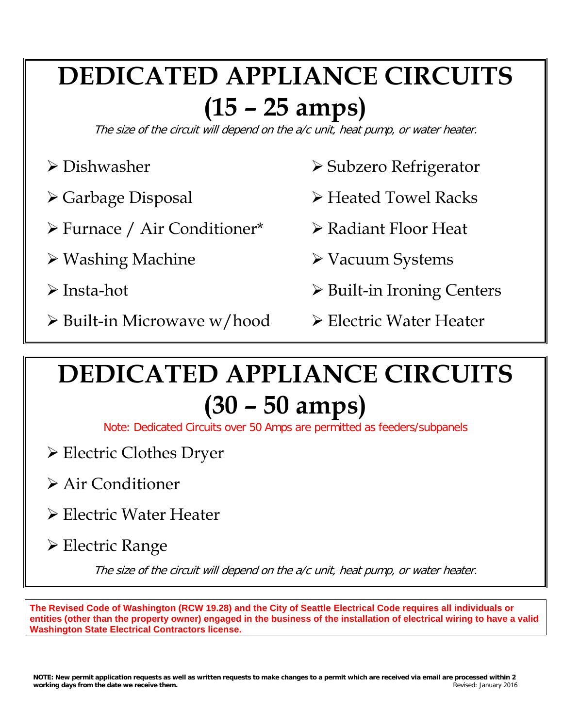# DEDICATED APPLIANCE CIRCUITS (15 – 25 amps)

*The size of the circuit will depend on the a/c unit, heat pump, or water heater.*

- Dishwasher
- Garbage Disposal
- Furnace / Air Conditioner*
- Washing Machine
- Insta-hot
- Built-in Microwave w/hood
- Subzero Refrigerator
- Heated Towel Racks
- Radiant Floor Heat
- Vacuum Systems
- Built-in Ironing Centers
- Electric Water Heater

# DEDICATED APPLIANCE CIRCUITS (30 – 50 amps)

Note: Dedicated Circuits over 50 Amps are permitted as feeders/subpanels

- Electric Clothes Dryer
- Air Conditioner
- Electric Water Heater
- Electric Range

*The size of the circuit will depend on the a/c unit, heat pump, or water heater.*

**The Revised Code of Washington (RCW 19.28) and the City of Seattle Electrical Code requires all individuals or entities (other than the property owner) engaged in the business of the installation of electrical wiring to have a valid Washington State Electrical Contractors license.**

**NOTE: New permit application requests as well as written requests to make changes to a permit which are received via email are processed within 2 working days from the date we receive them.**

Revised: January 2016